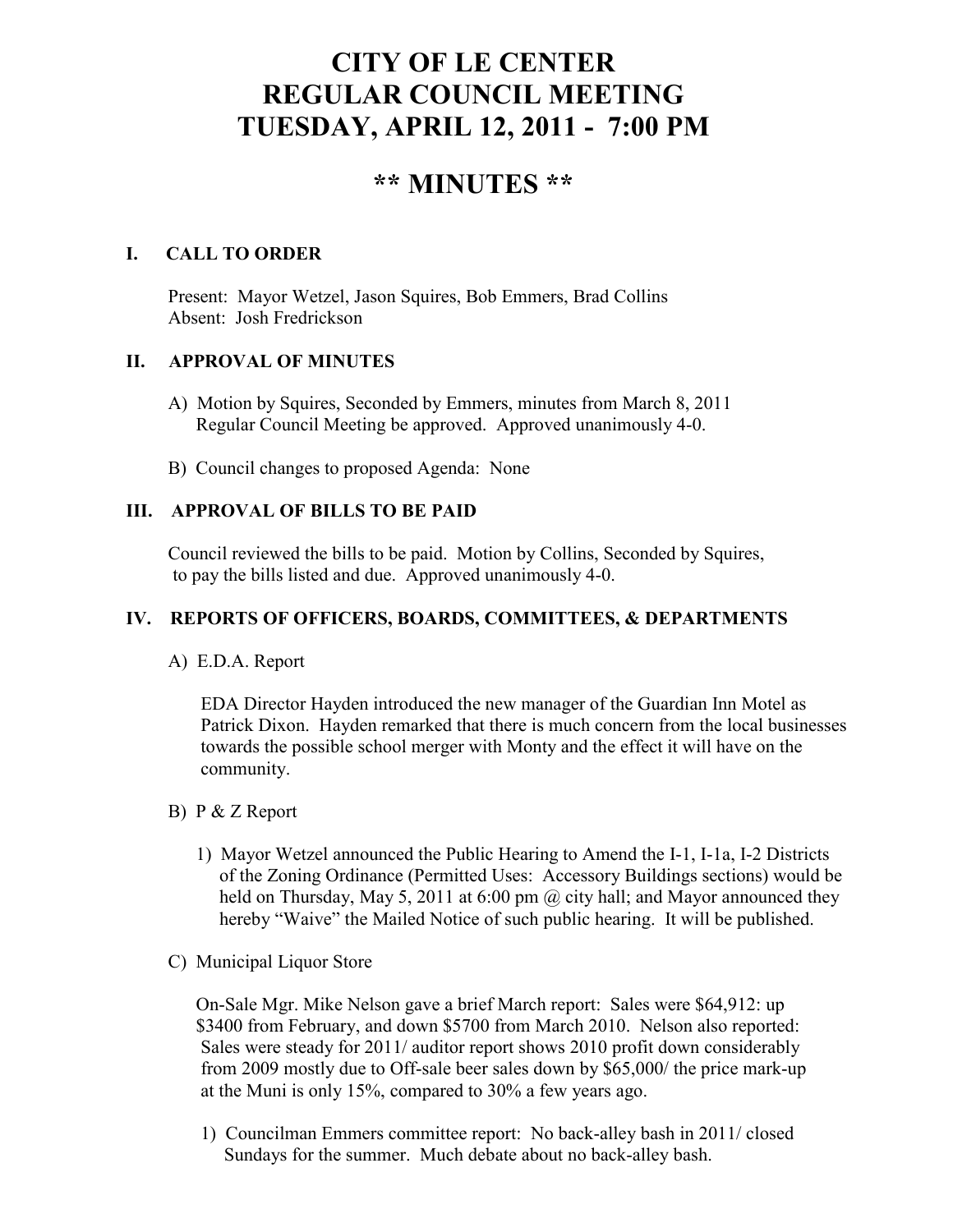# CITY OF LE CENTER
# REGULAR COUNCIL MEETING
# TUESDAY, APRIL 12, 2011 - 7:00 PM

## ** MINUTES **

### I. CALL TO ORDER

Present: Mayor Wetzel, Jason Squires, Bob Emmers, Brad Collins
Absent: Josh Fredrickson

### II. APPROVAL OF MINUTES

A) Motion by Squires, Seconded by Emmers, minutes from March 8, 2011 Regular Council Meeting be approved. Approved unanimously 4-0.

B) Council changes to proposed Agenda: None

### III. APPROVAL OF BILLS TO BE PAID

Council reviewed the bills to be paid. Motion by Collins, Seconded by Squires, to pay the bills listed and due. Approved unanimously 4-0.

### IV. REPORTS OF OFFICERS, BOARDS, COMMITTEES, & DEPARTMENTS

A) E.D.A. Report

EDA Director Hayden introduced the new manager of the Guardian Inn Motel as Patrick Dixon. Hayden remarked that there is much concern from the local businesses towards the possible school merger with Monty and the effect it will have on the community.

B) P & Z Report

1) Mayor Wetzel announced the Public Hearing to Amend the I-1, I-1a, I-2 Districts of the Zoning Ordinance (Permitted Uses: Accessory Buildings sections) would be held on Thursday, May 5, 2011 at 6:00 pm @ city hall; and Mayor announced they hereby "Waive" the Mailed Notice of such public hearing. It will be published.

C) Municipal Liquor Store

On-Sale Mgr. Mike Nelson gave a brief March report: Sales were $64,912: up $3400 from February, and down $5700 from March 2010. Nelson also reported: Sales were steady for 2011/ auditor report shows 2010 profit down considerably from 2009 mostly due to Off-sale beer sales down by $65,000/ the price mark-up at the Muni is only 15%, compared to 30% a few years ago.

1) Councilman Emmers committee report: No back-alley bash in 2011/ closed Sundays for the summer. Much debate about no back-alley bash.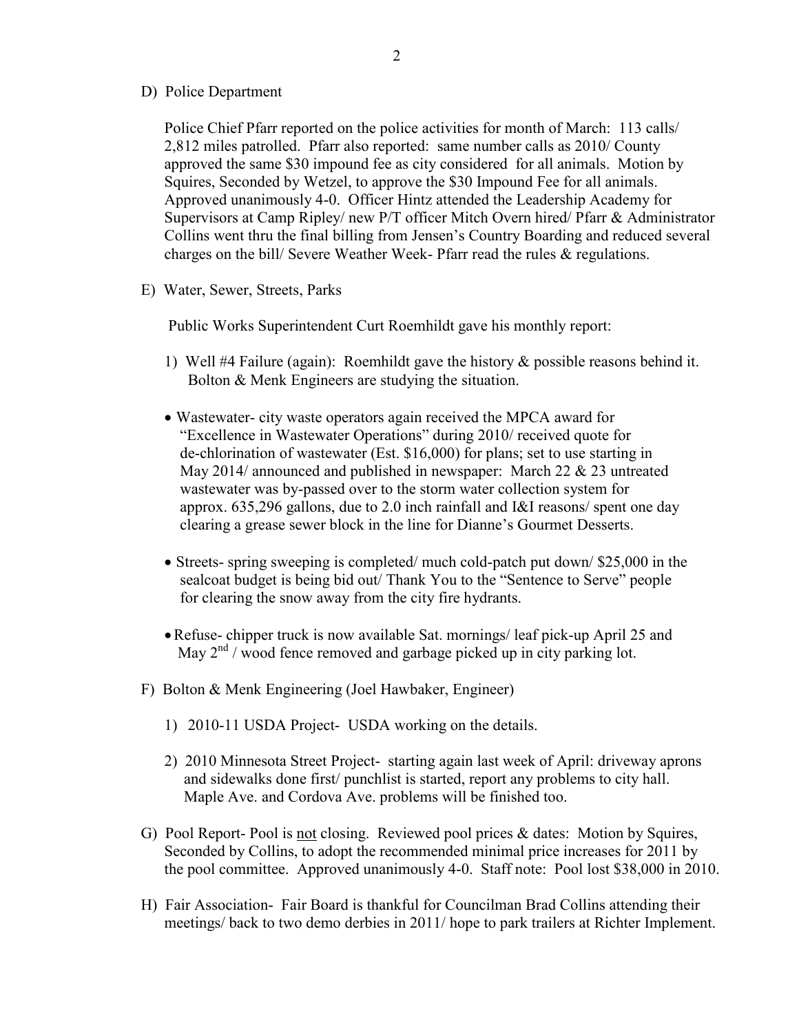D) Police Department

Police Chief Pfarr reported on the police activities for month of March: 113 calls/ 2,812 miles patrolled. Pfarr also reported: same number calls as 2010/ County approved the same $30 impound fee as city considered for all animals. Motion by Squires, Seconded by Wetzel, to approve the $30 Impound Fee for all animals. Approved unanimously 4-0. Officer Hintz attended the Leadership Academy for Supervisors at Camp Ripley/ new P/T officer Mitch Overn hired/ Pfarr & Administrator Collins went thru the final billing from Jensen's Country Boarding and reduced several charges on the bill/ Severe Weather Week- Pfarr read the rules & regulations.

E) Water, Sewer, Streets, Parks

Public Works Superintendent Curt Roemhildt gave his monthly report:

1) Well #4 Failure (again): Roemhildt gave the history & possible reasons behind it. Bolton & Menk Engineers are studying the situation.

- Wastewater- city waste operators again received the MPCA award for "Excellence in Wastewater Operations" during 2010/ received quote for de-chlorination of wastewater (Est. $16,000) for plans; set to use starting in May 2014/ announced and published in newspaper: March 22 & 23 untreated wastewater was by-passed over to the storm water collection system for approx. 635,296 gallons, due to 2.0 inch rainfall and I&I reasons/ spent one day clearing a grease sewer block in the line for Dianne's Gourmet Desserts.

- Streets- spring sweeping is completed/ much cold-patch put down/ $25,000 in the sealcoat budget is being bid out/ Thank You to the "Sentence to Serve" people for clearing the snow away from the city fire hydrants.

- Refuse- chipper truck is now available Sat. mornings/ leaf pick-up April 25 and May 2nd / wood fence removed and garbage picked up in city parking lot.

F) Bolton & Menk Engineering (Joel Hawbaker, Engineer)

1) 2010-11 USDA Project- USDA working on the details.

2) 2010 Minnesota Street Project- starting again last week of April: driveway aprons and sidewalks done first/ punchlist is started, report any problems to city hall. Maple Ave. and Cordova Ave. problems will be finished too.

G) Pool Report- Pool is <u>not</u> closing. Reviewed pool prices & dates: Motion by Squires, Seconded by Collins, to adopt the recommended minimal price increases for 2011 by the pool committee. Approved unanimously 4-0. Staff note: Pool lost $38,000 in 2010.

H) Fair Association- Fair Board is thankful for Councilman Brad Collins attending their meetings/ back to two demo derbies in 2011/ hope to park trailers at Richter Implement.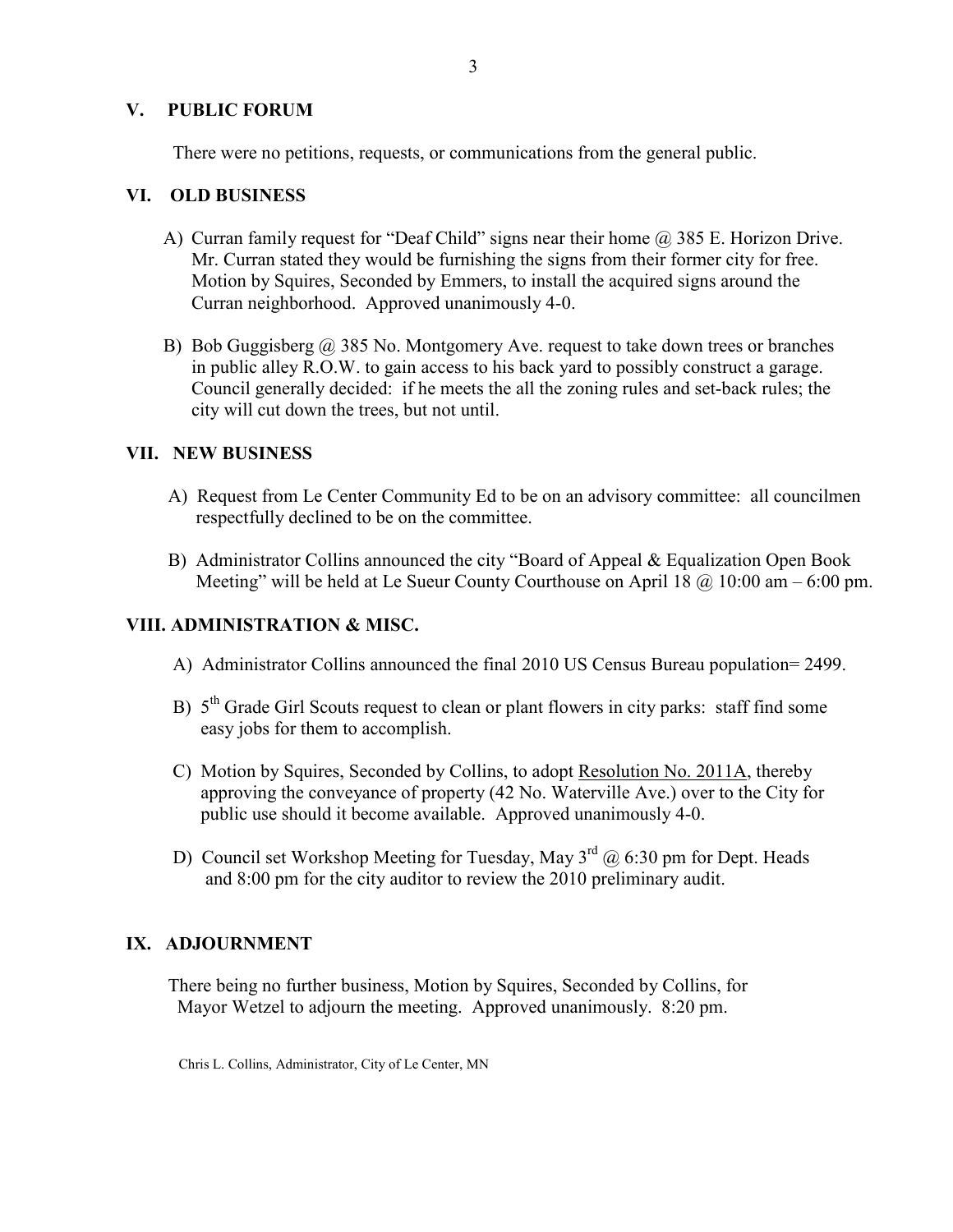## V. PUBLIC FORUM

There were no petitions, requests, or communications from the general public.

## VI. OLD BUSINESS

A) Curran family request for "Deaf Child" signs near their home @ 385 E. Horizon Drive. Mr. Curran stated they would be furnishing the signs from their former city for free. Motion by Squires, Seconded by Emmers, to install the acquired signs around the Curran neighborhood. Approved unanimously 4-0.

B) Bob Guggisberg @ 385 No. Montgomery Ave. request to take down trees or branches in public alley R.O.W. to gain access to his back yard to possibly construct a garage. Council generally decided: if he meets the all the zoning rules and set-back rules; the city will cut down the trees, but not until.

## VII. NEW BUSINESS

A) Request from Le Center Community Ed to be on an advisory committee: all councilmen respectfully declined to be on the committee.

B) Administrator Collins announced the city "Board of Appeal & Equalization Open Book Meeting" will be held at Le Sueur County Courthouse on April 18 @ 10:00 am – 6:00 pm.

## VIII. ADMINISTRATION & MISC.

A) Administrator Collins announced the final 2010 US Census Bureau population= 2499.

B) 5th Grade Girl Scouts request to clean or plant flowers in city parks: staff find some easy jobs for them to accomplish.

C) Motion by Squires, Seconded by Collins, to adopt Resolution No. 2011A, thereby approving the conveyance of property (42 No. Waterville Ave.) over to the City for public use should it become available. Approved unanimously 4-0.

D) Council set Workshop Meeting for Tuesday, May 3rd @ 6:30 pm for Dept. Heads and 8:00 pm for the city auditor to review the 2010 preliminary audit.

## IX. ADJOURNMENT

There being no further business, Motion by Squires, Seconded by Collins, for Mayor Wetzel to adjourn the meeting. Approved unanimously. 8:20 pm.

Chris L. Collins, Administrator, City of Le Center, MN